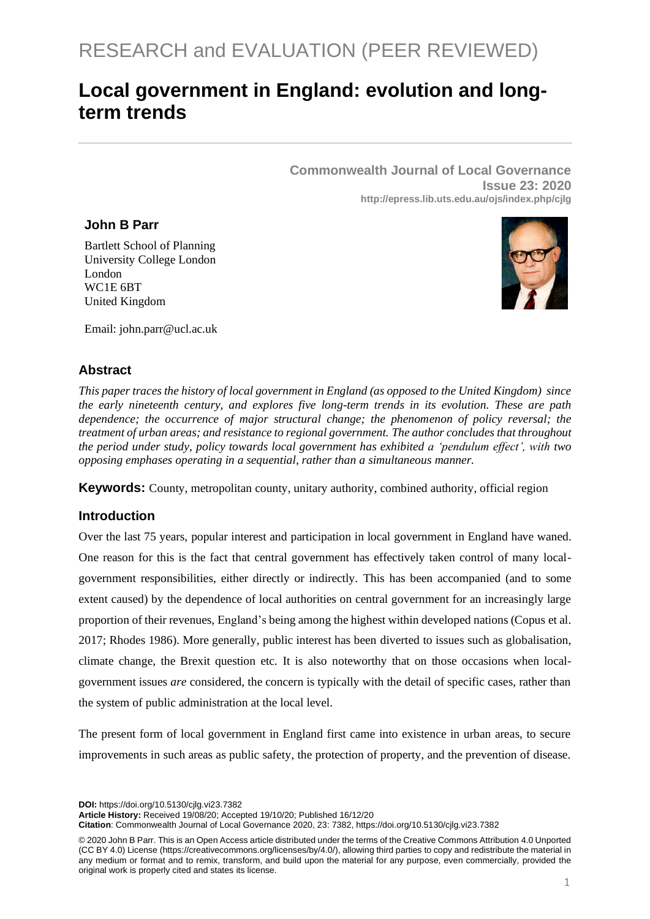RESEARCH and EVALUATION (PEER REVIEWED)

# Local government in England: evolution and long-term trends

**Commonwealth Journal of Local Governance**
**Issue 23: 2020**
**http://epress.lib.uts.edu.au/ojs/index.php/cjlg**

**John B Parr**

Bartlett School of Planning
University College London
London
WC1E 6BT
United Kingdom

Email: john.parr@ucl.ac.uk

## Abstract

*This paper traces the history of local government in England (as opposed to the United Kingdom) since the early nineteenth century, and explores five long-term trends in its evolution. These are path dependence; the occurrence of major structural change; the phenomenon of policy reversal; the treatment of urban areas; and resistance to regional government. The author concludes that throughout the period under study, policy towards local government has exhibited a 'pendulum effect', with two opposing emphases operating in a sequential, rather than a simultaneous manner.*

**Keywords:** County, metropolitan county, unitary authority, combined authority, official region

## Introduction

Over the last 75 years, popular interest and participation in local government in England have waned. One reason for this is the fact that central government has effectively taken control of many local-government responsibilities, either directly or indirectly. This has been accompanied (and to some extent caused) by the dependence of local authorities on central government for an increasingly large proportion of their revenues, England's being among the highest within developed nations (Copus et al. 2017; Rhodes 1986). More generally, public interest has been diverted to issues such as globalisation, climate change, the Brexit question etc. It is also noteworthy that on those occasions when local-government issues *are* considered, the concern is typically with the detail of specific cases, rather than the system of public administration at the local level.

The present form of local government in England first came into existence in urban areas, to secure improvements in such areas as public safety, the protection of property, and the prevention of disease.

**DOI:** https://doi.org/10.5130/cjlg.vi23.7382
**Article History:** Received 19/08/20; Accepted 19/10/20; Published 16/12/20
**Citation**: Commonwealth Journal of Local Governance 2020, 23: 7382, https://doi.org/10.5130/cjlg.vi23.7382

© 2020 John B Parr. This is an Open Access article distributed under the terms of the Creative Commons Attribution 4.0 Unported (CC BY 4.0) License (https://creativecommons.org/licenses/by/4.0/), allowing third parties to copy and redistribute the material in any medium or format and to remix, transform, and build upon the material for any purpose, even commercially, provided the original work is properly cited and states its license.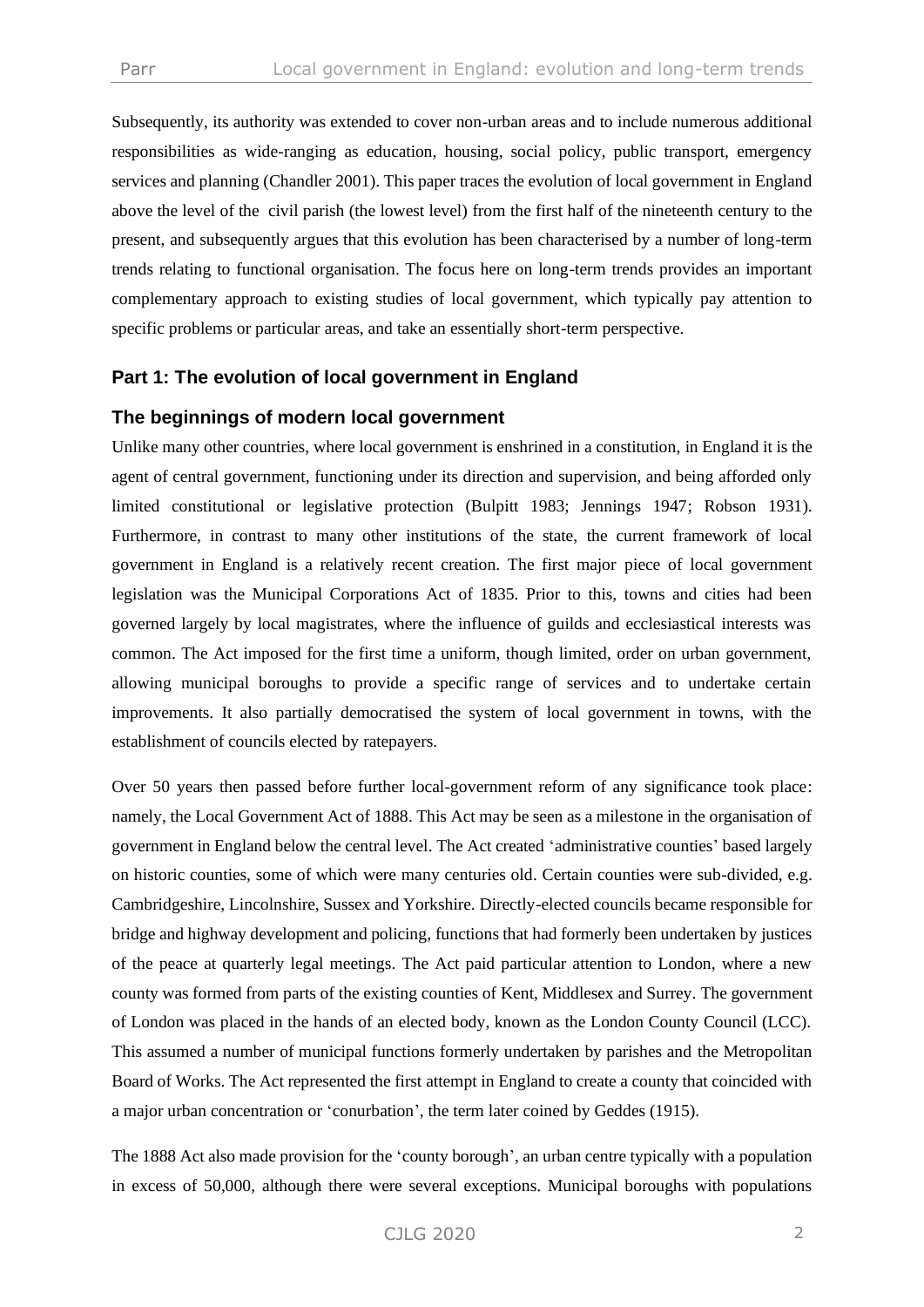Subsequently, its authority was extended to cover non-urban areas and to include numerous additional responsibilities as wide-ranging as education, housing, social policy, public transport, emergency services and planning (Chandler 2001). This paper traces the evolution of local government in England above the level of the civil parish (the lowest level) from the first half of the nineteenth century to the present, and subsequently argues that this evolution has been characterised by a number of long-term trends relating to functional organisation. The focus here on long-term trends provides an important complementary approach to existing studies of local government, which typically pay attention to specific problems or particular areas, and take an essentially short-term perspective.

## Part 1: The evolution of local government in England

### The beginnings of modern local government

Unlike many other countries, where local government is enshrined in a constitution, in England it is the agent of central government, functioning under its direction and supervision, and being afforded only limited constitutional or legislative protection (Bulpitt 1983; Jennings 1947; Robson 1931). Furthermore, in contrast to many other institutions of the state, the current framework of local government in England is a relatively recent creation. The first major piece of local government legislation was the Municipal Corporations Act of 1835. Prior to this, towns and cities had been governed largely by local magistrates, where the influence of guilds and ecclesiastical interests was common. The Act imposed for the first time a uniform, though limited, order on urban government, allowing municipal boroughs to provide a specific range of services and to undertake certain improvements. It also partially democratised the system of local government in towns, with the establishment of councils elected by ratepayers.

Over 50 years then passed before further local-government reform of any significance took place: namely, the Local Government Act of 1888. This Act may be seen as a milestone in the organisation of government in England below the central level. The Act created 'administrative counties' based largely on historic counties, some of which were many centuries old. Certain counties were sub-divided, e.g. Cambridgeshire, Lincolnshire, Sussex and Yorkshire. Directly-elected councils became responsible for bridge and highway development and policing, functions that had formerly been undertaken by justices of the peace at quarterly legal meetings. The Act paid particular attention to London, where a new county was formed from parts of the existing counties of Kent, Middlesex and Surrey. The government of London was placed in the hands of an elected body, known as the London County Council (LCC). This assumed a number of municipal functions formerly undertaken by parishes and the Metropolitan Board of Works. The Act represented the first attempt in England to create a county that coincided with a major urban concentration or 'conurbation', the term later coined by Geddes (1915).

The 1888 Act also made provision for the 'county borough', an urban centre typically with a population in excess of 50,000, although there were several exceptions. Municipal boroughs with populations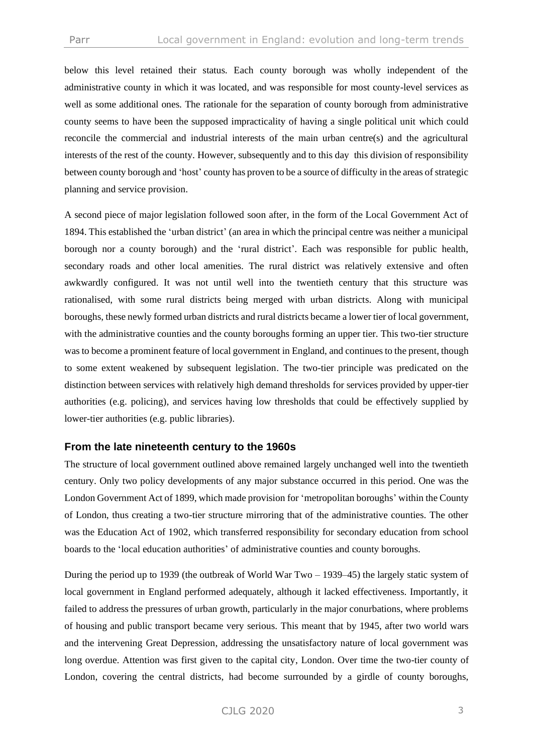below this level retained their status. Each county borough was wholly independent of the administrative county in which it was located, and was responsible for most county-level services as well as some additional ones. The rationale for the separation of county borough from administrative county seems to have been the supposed impracticality of having a single political unit which could reconcile the commercial and industrial interests of the main urban centre(s) and the agricultural interests of the rest of the county. However, subsequently and to this day this division of responsibility between county borough and 'host' county has proven to be a source of difficulty in the areas of strategic planning and service provision.

A second piece of major legislation followed soon after, in the form of the Local Government Act of 1894. This established the 'urban district' (an area in which the principal centre was neither a municipal borough nor a county borough) and the 'rural district'. Each was responsible for public health, secondary roads and other local amenities. The rural district was relatively extensive and often awkwardly configured. It was not until well into the twentieth century that this structure was rationalised, with some rural districts being merged with urban districts. Along with municipal boroughs, these newly formed urban districts and rural districts became a lower tier of local government, with the administrative counties and the county boroughs forming an upper tier. This two-tier structure was to become a prominent feature of local government in England, and continues to the present, though to some extent weakened by subsequent legislation. The two-tier principle was predicated on the distinction between services with relatively high demand thresholds for services provided by upper-tier authorities (e.g. policing), and services having low thresholds that could be effectively supplied by lower-tier authorities (e.g. public libraries).

### From the late nineteenth century to the 1960s

The structure of local government outlined above remained largely unchanged well into the twentieth century. Only two policy developments of any major substance occurred in this period. One was the London Government Act of 1899, which made provision for 'metropolitan boroughs' within the County of London, thus creating a two-tier structure mirroring that of the administrative counties. The other was the Education Act of 1902, which transferred responsibility for secondary education from school boards to the 'local education authorities' of administrative counties and county boroughs.

During the period up to 1939 (the outbreak of World War Two – 1939–45) the largely static system of local government in England performed adequately, although it lacked effectiveness. Importantly, it failed to address the pressures of urban growth, particularly in the major conurbations, where problems of housing and public transport became very serious. This meant that by 1945, after two world wars and the intervening Great Depression, addressing the unsatisfactory nature of local government was long overdue. Attention was first given to the capital city, London. Over time the two-tier county of London, covering the central districts, had become surrounded by a girdle of county boroughs,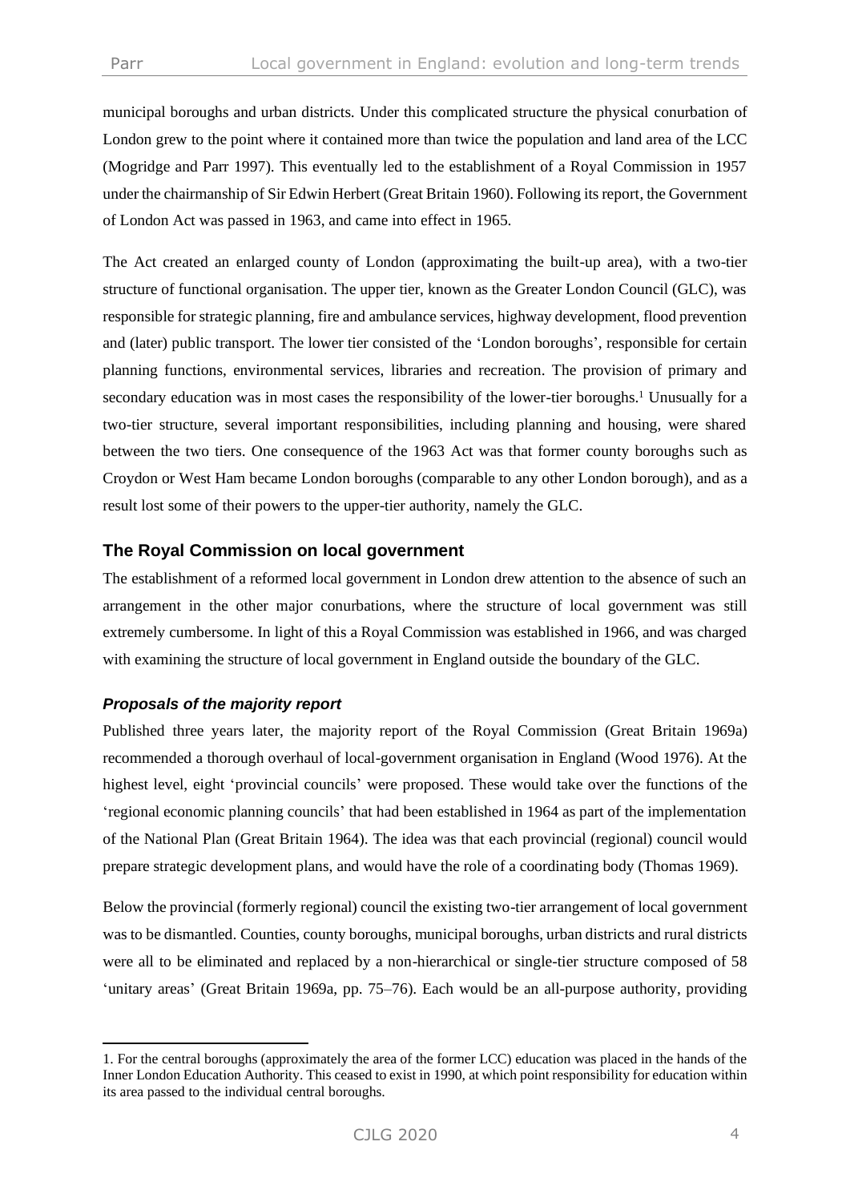municipal boroughs and urban districts. Under this complicated structure the physical conurbation of London grew to the point where it contained more than twice the population and land area of the LCC (Mogridge and Parr 1997). This eventually led to the establishment of a Royal Commission in 1957 under the chairmanship of Sir Edwin Herbert (Great Britain 1960). Following its report, the Government of London Act was passed in 1963, and came into effect in 1965.

The Act created an enlarged county of London (approximating the built-up area), with a two-tier structure of functional organisation. The upper tier, known as the Greater London Council (GLC), was responsible for strategic planning, fire and ambulance services, highway development, flood prevention and (later) public transport. The lower tier consisted of the 'London boroughs', responsible for certain planning functions, environmental services, libraries and recreation. The provision of primary and secondary education was in most cases the responsibility of the lower-tier boroughs.[1] Unusually for a two-tier structure, several important responsibilities, including planning and housing, were shared between the two tiers. One consequence of the 1963 Act was that former county boroughs such as Croydon or West Ham became London boroughs (comparable to any other London borough), and as a result lost some of their powers to the upper-tier authority, namely the GLC.

## The Royal Commission on local government

The establishment of a reformed local government in London drew attention to the absence of such an arrangement in the other major conurbations, where the structure of local government was still extremely cumbersome. In light of this a Royal Commission was established in 1966, and was charged with examining the structure of local government in England outside the boundary of the GLC.

### *Proposals of the majority report*

Published three years later, the majority report of the Royal Commission (Great Britain 1969a) recommended a thorough overhaul of local-government organisation in England (Wood 1976). At the highest level, eight 'provincial councils' were proposed. These would take over the functions of the 'regional economic planning councils' that had been established in 1964 as part of the implementation of the National Plan (Great Britain 1964). The idea was that each provincial (regional) council would prepare strategic development plans, and would have the role of a coordinating body (Thomas 1969).

Below the provincial (formerly regional) council the existing two-tier arrangement of local government was to be dismantled. Counties, county boroughs, municipal boroughs, urban districts and rural districts were all to be eliminated and replaced by a non-hierarchical or single-tier structure composed of 58 'unitary areas' (Great Britain 1969a, pp. 75–76). Each would be an all-purpose authority, providing

1. For the central boroughs (approximately the area of the former LCC) education was placed in the hands of the Inner London Education Authority. This ceased to exist in 1990, at which point responsibility for education within its area passed to the individual central boroughs.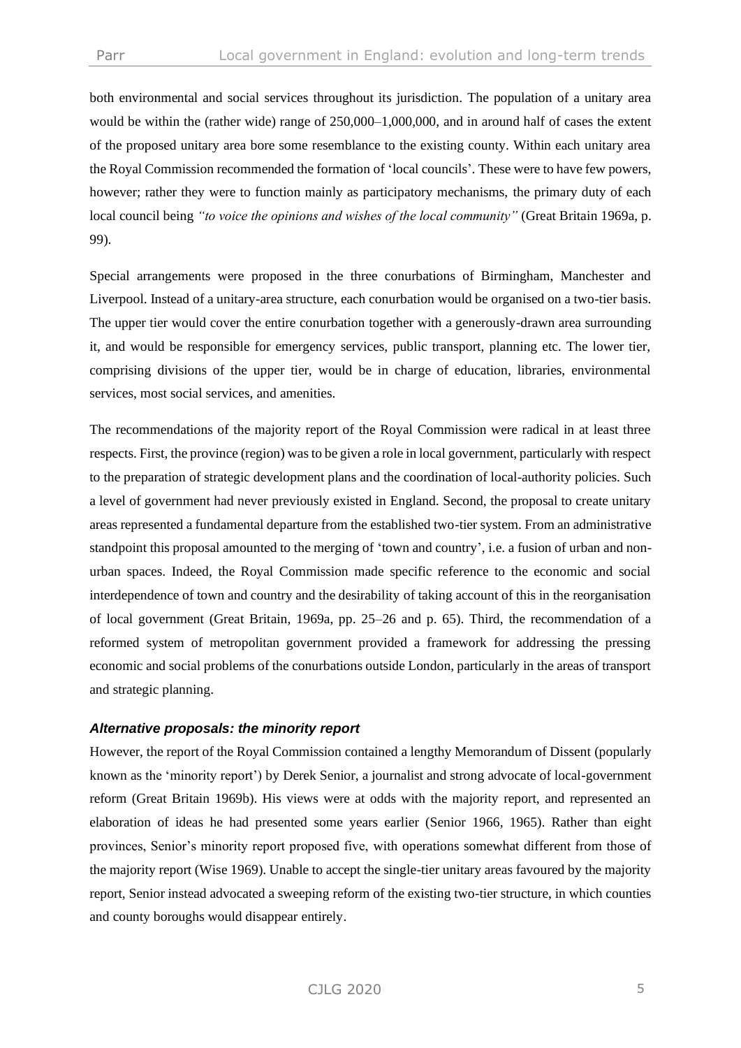both environmental and social services throughout its jurisdiction. The population of a unitary area would be within the (rather wide) range of 250,000–1,000,000, and in around half of cases the extent of the proposed unitary area bore some resemblance to the existing county. Within each unitary area the Royal Commission recommended the formation of 'local councils'. These were to have few powers, however; rather they were to function mainly as participatory mechanisms, the primary duty of each local council being *"to voice the opinions and wishes of the local community"* (Great Britain 1969a, p. 99).

Special arrangements were proposed in the three conurbations of Birmingham, Manchester and Liverpool. Instead of a unitary-area structure, each conurbation would be organised on a two-tier basis. The upper tier would cover the entire conurbation together with a generously-drawn area surrounding it, and would be responsible for emergency services, public transport, planning etc. The lower tier, comprising divisions of the upper tier, would be in charge of education, libraries, environmental services, most social services, and amenities.

The recommendations of the majority report of the Royal Commission were radical in at least three respects. First, the province (region) was to be given a role in local government, particularly with respect to the preparation of strategic development plans and the coordination of local-authority policies. Such a level of government had never previously existed in England. Second, the proposal to create unitary areas represented a fundamental departure from the established two-tier system. From an administrative standpoint this proposal amounted to the merging of 'town and country', i.e. a fusion of urban and non-urban spaces. Indeed, the Royal Commission made specific reference to the economic and social interdependence of town and country and the desirability of taking account of this in the reorganisation of local government (Great Britain, 1969a, pp. 25–26 and p. 65). Third, the recommendation of a reformed system of metropolitan government provided a framework for addressing the pressing economic and social problems of the conurbations outside London, particularly in the areas of transport and strategic planning.

### *Alternative proposals: the minority report*

However, the report of the Royal Commission contained a lengthy Memorandum of Dissent (popularly known as the 'minority report') by Derek Senior, a journalist and strong advocate of local-government reform (Great Britain 1969b). His views were at odds with the majority report, and represented an elaboration of ideas he had presented some years earlier (Senior 1966, 1965). Rather than eight provinces, Senior's minority report proposed five, with operations somewhat different from those of the majority report (Wise 1969). Unable to accept the single-tier unitary areas favoured by the majority report, Senior instead advocated a sweeping reform of the existing two-tier structure, in which counties and county boroughs would disappear entirely.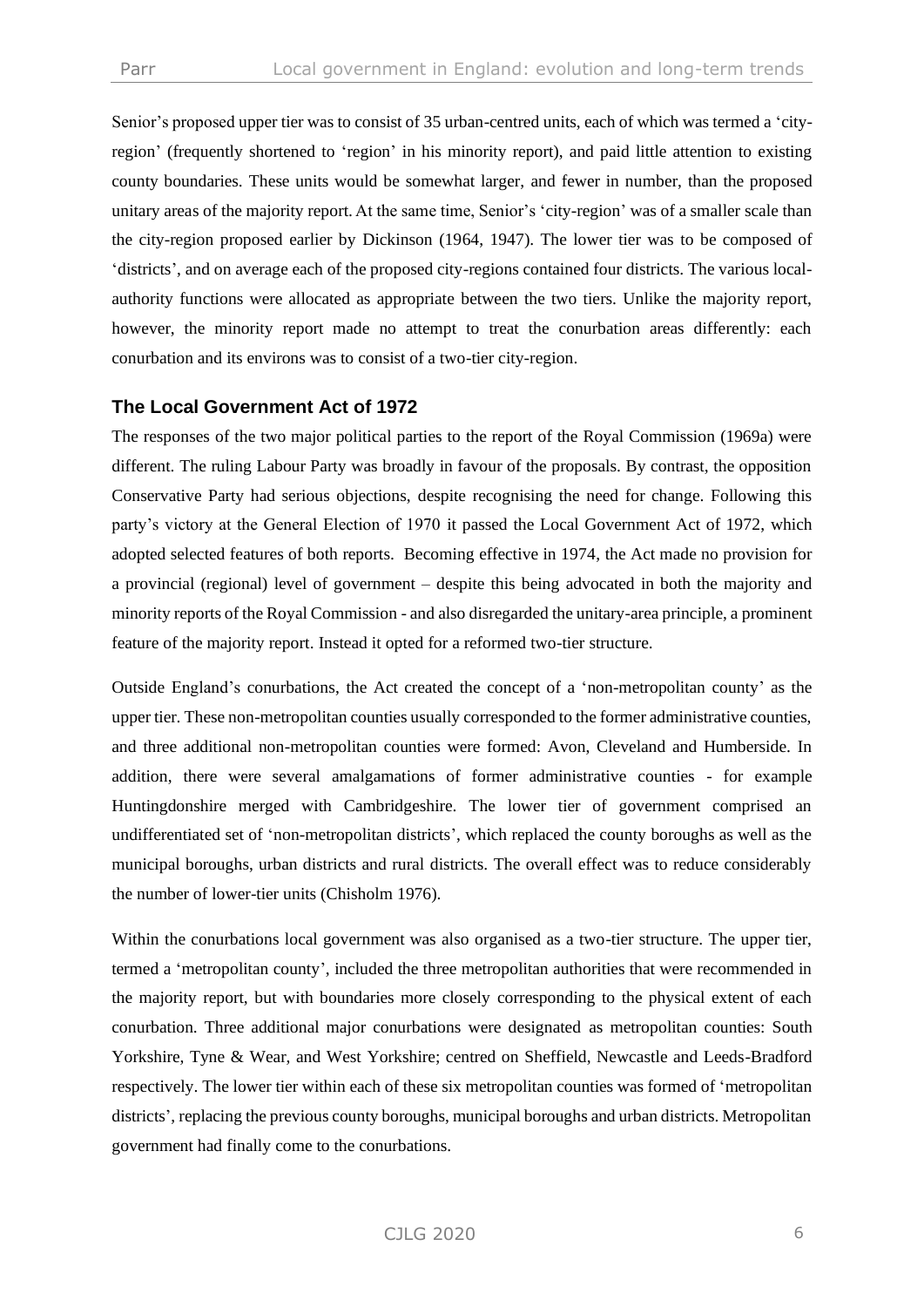Senior's proposed upper tier was to consist of 35 urban-centred units, each of which was termed a 'city-region' (frequently shortened to 'region' in his minority report), and paid little attention to existing county boundaries. These units would be somewhat larger, and fewer in number, than the proposed unitary areas of the majority report. At the same time, Senior's 'city-region' was of a smaller scale than the city-region proposed earlier by Dickinson (1964, 1947). The lower tier was to be composed of 'districts', and on average each of the proposed city-regions contained four districts. The various local-authority functions were allocated as appropriate between the two tiers. Unlike the majority report, however, the minority report made no attempt to treat the conurbation areas differently: each conurbation and its environs was to consist of a two-tier city-region.

## The Local Government Act of 1972

The responses of the two major political parties to the report of the Royal Commission (1969a) were different. The ruling Labour Party was broadly in favour of the proposals. By contrast, the opposition Conservative Party had serious objections, despite recognising the need for change. Following this party's victory at the General Election of 1970 it passed the Local Government Act of 1972, which adopted selected features of both reports. Becoming effective in 1974, the Act made no provision for a provincial (regional) level of government – despite this being advocated in both the majority and minority reports of the Royal Commission - and also disregarded the unitary-area principle, a prominent feature of the majority report. Instead it opted for a reformed two-tier structure.

Outside England's conurbations, the Act created the concept of a 'non-metropolitan county' as the upper tier. These non-metropolitan counties usually corresponded to the former administrative counties, and three additional non-metropolitan counties were formed: Avon, Cleveland and Humberside. In addition, there were several amalgamations of former administrative counties - for example Huntingdonshire merged with Cambridgeshire. The lower tier of government comprised an undifferentiated set of 'non-metropolitan districts', which replaced the county boroughs as well as the municipal boroughs, urban districts and rural districts. The overall effect was to reduce considerably the number of lower-tier units (Chisholm 1976).

Within the conurbations local government was also organised as a two-tier structure. The upper tier, termed a 'metropolitan county', included the three metropolitan authorities that were recommended in the majority report, but with boundaries more closely corresponding to the physical extent of each conurbation. Three additional major conurbations were designated as metropolitan counties: South Yorkshire, Tyne & Wear, and West Yorkshire; centred on Sheffield, Newcastle and Leeds-Bradford respectively. The lower tier within each of these six metropolitan counties was formed of 'metropolitan districts', replacing the previous county boroughs, municipal boroughs and urban districts. Metropolitan government had finally come to the conurbations.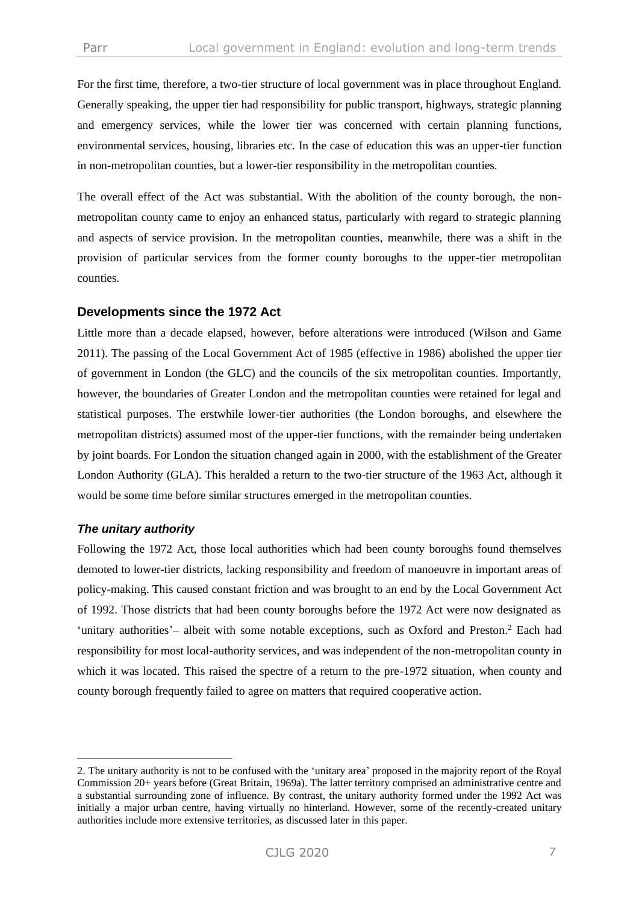For the first time, therefore, a two-tier structure of local government was in place throughout England. Generally speaking, the upper tier had responsibility for public transport, highways, strategic planning and emergency services, while the lower tier was concerned with certain planning functions, environmental services, housing, libraries etc. In the case of education this was an upper-tier function in non-metropolitan counties, but a lower-tier responsibility in the metropolitan counties.

The overall effect of the Act was substantial. With the abolition of the county borough, the non-metropolitan county came to enjoy an enhanced status, particularly with regard to strategic planning and aspects of service provision. In the metropolitan counties, meanwhile, there was a shift in the provision of particular services from the former county boroughs to the upper-tier metropolitan counties.

## Developments since the 1972 Act

Little more than a decade elapsed, however, before alterations were introduced (Wilson and Game 2011). The passing of the Local Government Act of 1985 (effective in 1986) abolished the upper tier of government in London (the GLC) and the councils of the six metropolitan counties. Importantly, however, the boundaries of Greater London and the metropolitan counties were retained for legal and statistical purposes. The erstwhile lower-tier authorities (the London boroughs, and elsewhere the metropolitan districts) assumed most of the upper-tier functions, with the remainder being undertaken by joint boards. For London the situation changed again in 2000, with the establishment of the Greater London Authority (GLA). This heralded a return to the two-tier structure of the 1963 Act, although it would be some time before similar structures emerged in the metropolitan counties.

### *The unitary authority*

Following the 1972 Act, those local authorities which had been county boroughs found themselves demoted to lower-tier districts, lacking responsibility and freedom of manoeuvre in important areas of policy-making. This caused constant friction and was brought to an end by the Local Government Act of 1992. Those districts that had been county boroughs before the 1972 Act were now designated as 'unitary authorities'– albeit with some notable exceptions, such as Oxford and Preston.[2] Each had responsibility for most local-authority services, and was independent of the non-metropolitan county in which it was located. This raised the spectre of a return to the pre-1972 situation, when county and county borough frequently failed to agree on matters that required cooperative action.

---

2. The unitary authority is not to be confused with the 'unitary area' proposed in the majority report of the Royal Commission 20+ years before (Great Britain, 1969a). The latter territory comprised an administrative centre and a substantial surrounding zone of influence. By contrast, the unitary authority formed under the 1992 Act was initially a major urban centre, having virtually no hinterland. However, some of the recently-created unitary authorities include more extensive territories, as discussed later in this paper.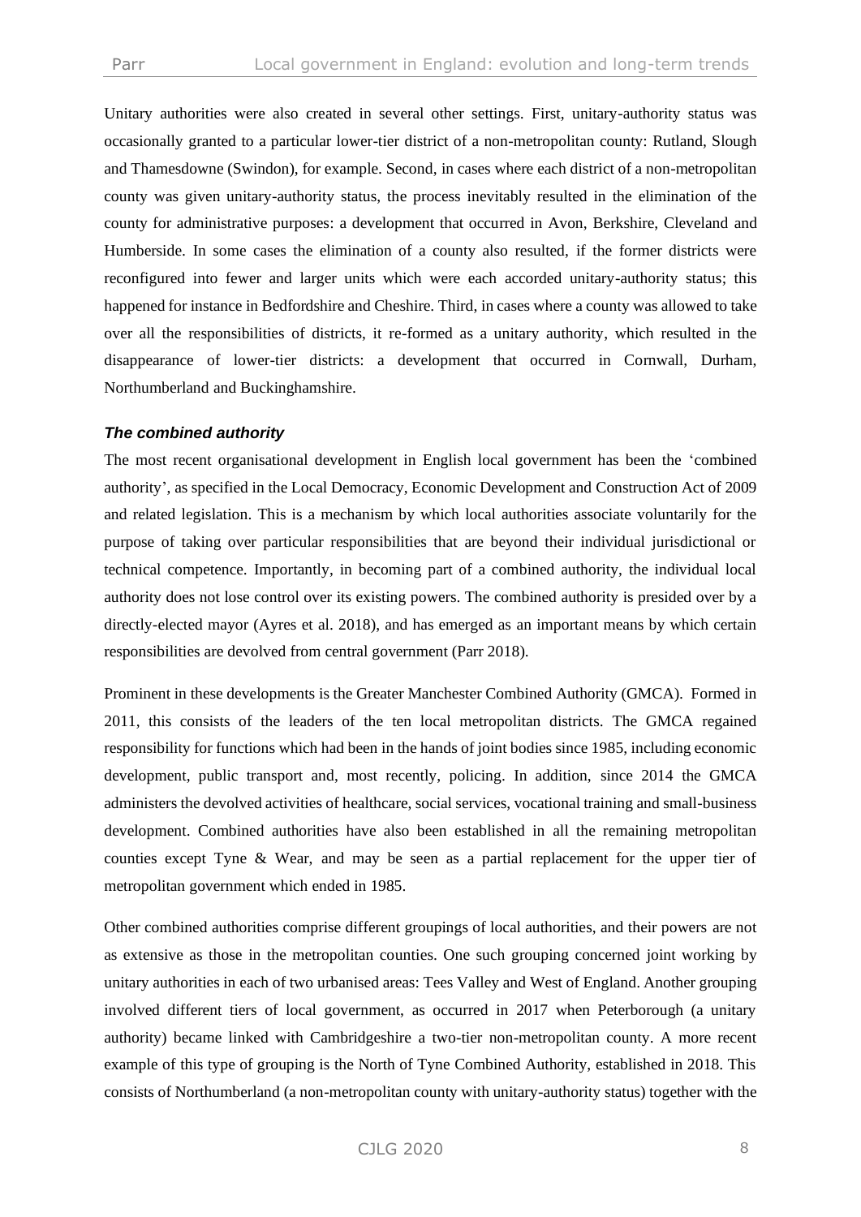Unitary authorities were also created in several other settings. First, unitary-authority status was occasionally granted to a particular lower-tier district of a non-metropolitan county: Rutland, Slough and Thamesdowne (Swindon), for example. Second, in cases where each district of a non-metropolitan county was given unitary-authority status, the process inevitably resulted in the elimination of the county for administrative purposes: a development that occurred in Avon, Berkshire, Cleveland and Humberside. In some cases the elimination of a county also resulted, if the former districts were reconfigured into fewer and larger units which were each accorded unitary-authority status; this happened for instance in Bedfordshire and Cheshire. Third, in cases where a county was allowed to take over all the responsibilities of districts, it re-formed as a unitary authority, which resulted in the disappearance of lower-tier districts: a development that occurred in Cornwall, Durham, Northumberland and Buckinghamshire.

### *The combined authority*

The most recent organisational development in English local government has been the 'combined authority', as specified in the Local Democracy, Economic Development and Construction Act of 2009 and related legislation. This is a mechanism by which local authorities associate voluntarily for the purpose of taking over particular responsibilities that are beyond their individual jurisdictional or technical competence. Importantly, in becoming part of a combined authority, the individual local authority does not lose control over its existing powers. The combined authority is presided over by a directly-elected mayor (Ayres et al. 2018), and has emerged as an important means by which certain responsibilities are devolved from central government (Parr 2018).

Prominent in these developments is the Greater Manchester Combined Authority (GMCA). Formed in 2011, this consists of the leaders of the ten local metropolitan districts. The GMCA regained responsibility for functions which had been in the hands of joint bodies since 1985, including economic development, public transport and, most recently, policing. In addition, since 2014 the GMCA administers the devolved activities of healthcare, social services, vocational training and small-business development. Combined authorities have also been established in all the remaining metropolitan counties except Tyne & Wear, and may be seen as a partial replacement for the upper tier of metropolitan government which ended in 1985.

Other combined authorities comprise different groupings of local authorities, and their powers are not as extensive as those in the metropolitan counties. One such grouping concerned joint working by unitary authorities in each of two urbanised areas: Tees Valley and West of England. Another grouping involved different tiers of local government, as occurred in 2017 when Peterborough (a unitary authority) became linked with Cambridgeshire a two-tier non-metropolitan county. A more recent example of this type of grouping is the North of Tyne Combined Authority, established in 2018. This consists of Northumberland (a non-metropolitan county with unitary-authority status) together with the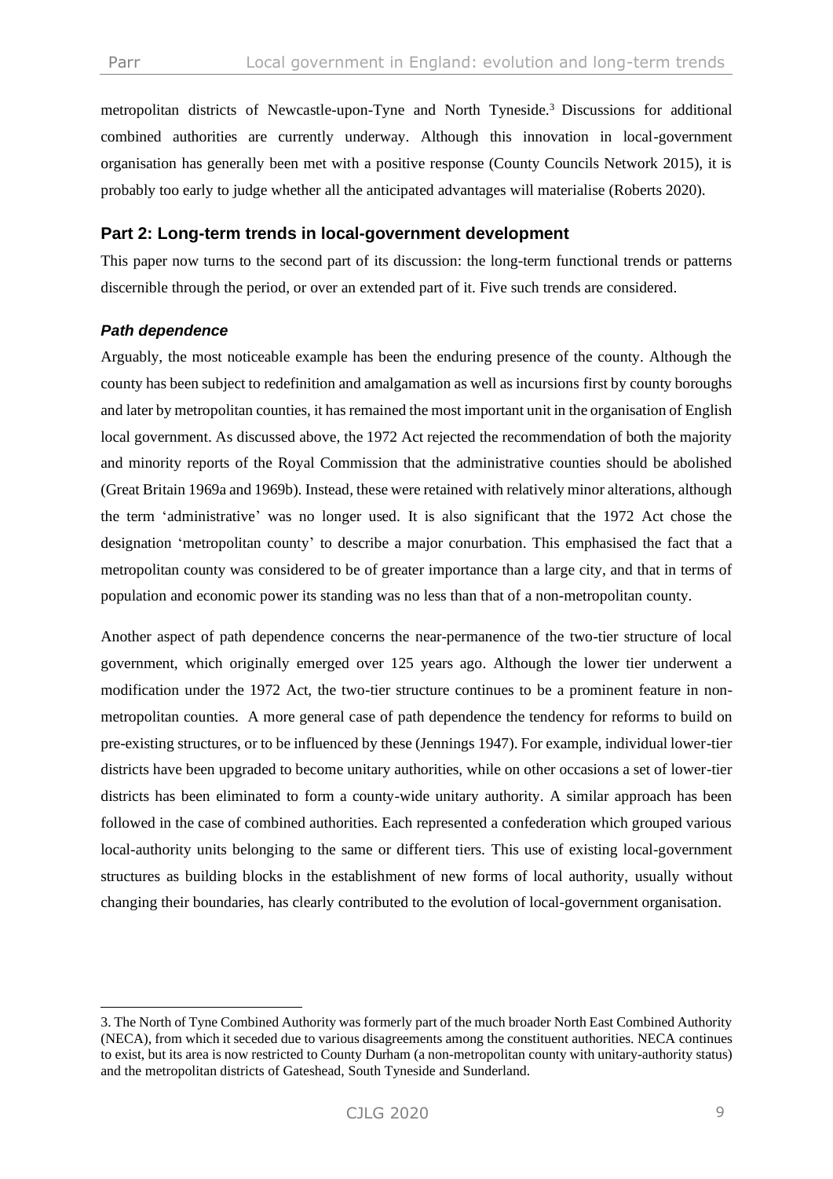metropolitan districts of Newcastle-upon-Tyne and North Tyneside.[3] Discussions for additional combined authorities are currently underway. Although this innovation in local-government organisation has generally been met with a positive response (County Councils Network 2015), it is probably too early to judge whether all the anticipated advantages will materialise (Roberts 2020).

## Part 2: Long-term trends in local-government development

This paper now turns to the second part of its discussion: the long-term functional trends or patterns discernible through the period, or over an extended part of it. Five such trends are considered.

### *Path dependence*

Arguably, the most noticeable example has been the enduring presence of the county. Although the county has been subject to redefinition and amalgamation as well as incursions first by county boroughs and later by metropolitan counties, it has remained the most important unit in the organisation of English local government. As discussed above, the 1972 Act rejected the recommendation of both the majority and minority reports of the Royal Commission that the administrative counties should be abolished (Great Britain 1969a and 1969b). Instead, these were retained with relatively minor alterations, although the term 'administrative' was no longer used. It is also significant that the 1972 Act chose the designation 'metropolitan county' to describe a major conurbation. This emphasised the fact that a metropolitan county was considered to be of greater importance than a large city, and that in terms of population and economic power its standing was no less than that of a non-metropolitan county.

Another aspect of path dependence concerns the near-permanence of the two-tier structure of local government, which originally emerged over 125 years ago. Although the lower tier underwent a modification under the 1972 Act, the two-tier structure continues to be a prominent feature in non-metropolitan counties. A more general case of path dependence the tendency for reforms to build on pre-existing structures, or to be influenced by these (Jennings 1947). For example, individual lower-tier districts have been upgraded to become unitary authorities, while on other occasions a set of lower-tier districts has been eliminated to form a county-wide unitary authority. A similar approach has been followed in the case of combined authorities. Each represented a confederation which grouped various local-authority units belonging to the same or different tiers. This use of existing local-government structures as building blocks in the establishment of new forms of local authority, usually without changing their boundaries, has clearly contributed to the evolution of local-government organisation.

---

3. The North of Tyne Combined Authority was formerly part of the much broader North East Combined Authority (NECA), from which it seceded due to various disagreements among the constituent authorities. NECA continues to exist, but its area is now restricted to County Durham (a non-metropolitan county with unitary-authority status) and the metropolitan districts of Gateshead, South Tyneside and Sunderland.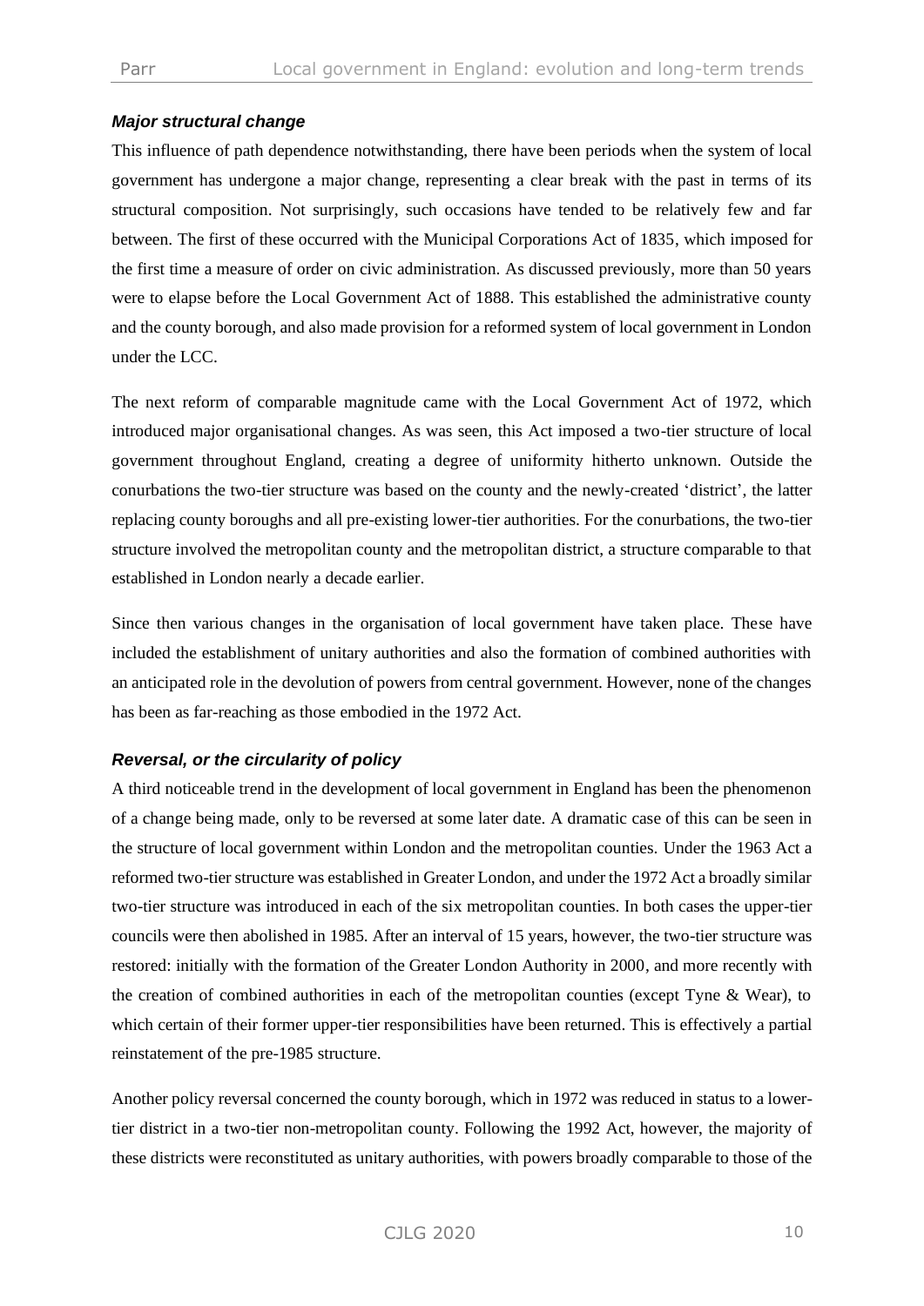### *Major structural change*

This influence of path dependence notwithstanding, there have been periods when the system of local government has undergone a major change, representing a clear break with the past in terms of its structural composition. Not surprisingly, such occasions have tended to be relatively few and far between. The first of these occurred with the Municipal Corporations Act of 1835, which imposed for the first time a measure of order on civic administration. As discussed previously, more than 50 years were to elapse before the Local Government Act of 1888. This established the administrative county and the county borough, and also made provision for a reformed system of local government in London under the LCC.

The next reform of comparable magnitude came with the Local Government Act of 1972, which introduced major organisational changes. As was seen, this Act imposed a two-tier structure of local government throughout England, creating a degree of uniformity hitherto unknown. Outside the conurbations the two-tier structure was based on the county and the newly-created 'district', the latter replacing county boroughs and all pre-existing lower-tier authorities. For the conurbations, the two-tier structure involved the metropolitan county and the metropolitan district, a structure comparable to that established in London nearly a decade earlier.

Since then various changes in the organisation of local government have taken place. These have included the establishment of unitary authorities and also the formation of combined authorities with an anticipated role in the devolution of powers from central government. However, none of the changes has been as far-reaching as those embodied in the 1972 Act.

### *Reversal, or the circularity of policy*

A third noticeable trend in the development of local government in England has been the phenomenon of a change being made, only to be reversed at some later date. A dramatic case of this can be seen in the structure of local government within London and the metropolitan counties. Under the 1963 Act a reformed two-tier structure was established in Greater London, and under the 1972 Act a broadly similar two-tier structure was introduced in each of the six metropolitan counties. In both cases the upper-tier councils were then abolished in 1985. After an interval of 15 years, however, the two-tier structure was restored: initially with the formation of the Greater London Authority in 2000, and more recently with the creation of combined authorities in each of the metropolitan counties (except Tyne & Wear), to which certain of their former upper-tier responsibilities have been returned. This is effectively a partial reinstatement of the pre-1985 structure.

Another policy reversal concerned the county borough, which in 1972 was reduced in status to a lower-tier district in a two-tier non-metropolitan county. Following the 1992 Act, however, the majority of these districts were reconstituted as unitary authorities, with powers broadly comparable to those of the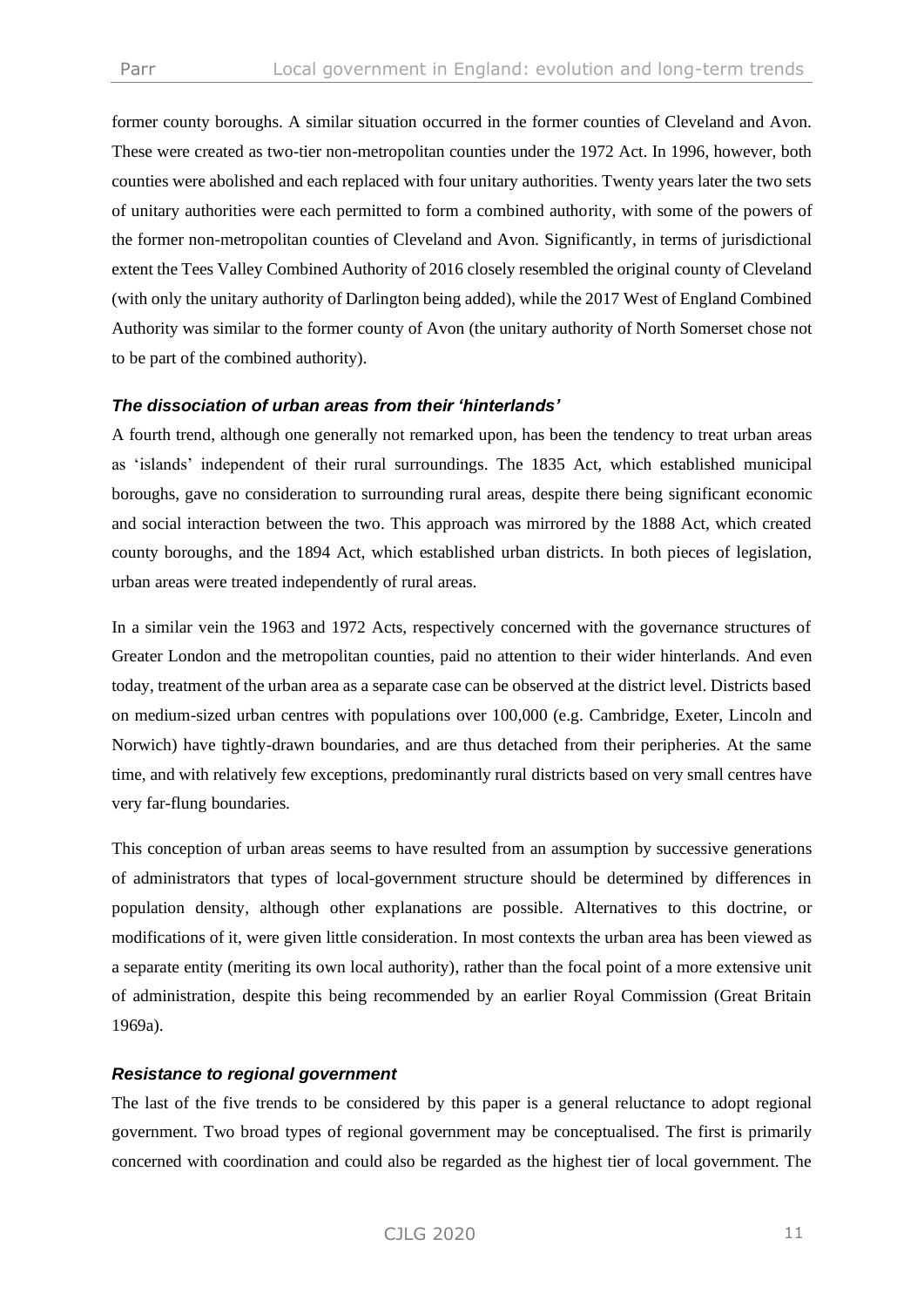former county boroughs. A similar situation occurred in the former counties of Cleveland and Avon. These were created as two-tier non-metropolitan counties under the 1972 Act. In 1996, however, both counties were abolished and each replaced with four unitary authorities. Twenty years later the two sets of unitary authorities were each permitted to form a combined authority, with some of the powers of the former non-metropolitan counties of Cleveland and Avon. Significantly, in terms of jurisdictional extent the Tees Valley Combined Authority of 2016 closely resembled the original county of Cleveland (with only the unitary authority of Darlington being added), while the 2017 West of England Combined Authority was similar to the former county of Avon (the unitary authority of North Somerset chose not to be part of the combined authority).

### *The dissociation of urban areas from their 'hinterlands'*

A fourth trend, although one generally not remarked upon, has been the tendency to treat urban areas as 'islands' independent of their rural surroundings. The 1835 Act, which established municipal boroughs, gave no consideration to surrounding rural areas, despite there being significant economic and social interaction between the two. This approach was mirrored by the 1888 Act, which created county boroughs, and the 1894 Act, which established urban districts. In both pieces of legislation, urban areas were treated independently of rural areas.

In a similar vein the 1963 and 1972 Acts, respectively concerned with the governance structures of Greater London and the metropolitan counties, paid no attention to their wider hinterlands. And even today, treatment of the urban area as a separate case can be observed at the district level. Districts based on medium-sized urban centres with populations over 100,000 (e.g. Cambridge, Exeter, Lincoln and Norwich) have tightly-drawn boundaries, and are thus detached from their peripheries. At the same time, and with relatively few exceptions, predominantly rural districts based on very small centres have very far-flung boundaries.

This conception of urban areas seems to have resulted from an assumption by successive generations of administrators that types of local-government structure should be determined by differences in population density, although other explanations are possible. Alternatives to this doctrine, or modifications of it, were given little consideration. In most contexts the urban area has been viewed as a separate entity (meriting its own local authority), rather than the focal point of a more extensive unit of administration, despite this being recommended by an earlier Royal Commission (Great Britain 1969a).

### *Resistance to regional government*

The last of the five trends to be considered by this paper is a general reluctance to adopt regional government. Two broad types of regional government may be conceptualised. The first is primarily concerned with coordination and could also be regarded as the highest tier of local government. The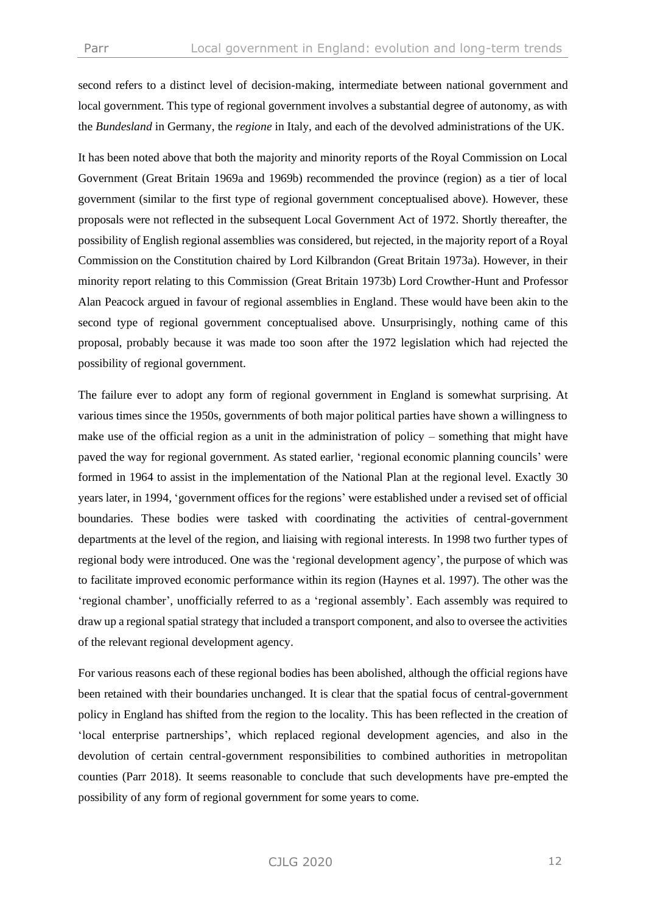second refers to a distinct level of decision-making, intermediate between national government and local government. This type of regional government involves a substantial degree of autonomy, as with the *Bundesland* in Germany, the *regione* in Italy, and each of the devolved administrations of the UK.

It has been noted above that both the majority and minority reports of the Royal Commission on Local Government (Great Britain 1969a and 1969b) recommended the province (region) as a tier of local government (similar to the first type of regional government conceptualised above). However, these proposals were not reflected in the subsequent Local Government Act of 1972. Shortly thereafter, the possibility of English regional assemblies was considered, but rejected, in the majority report of a Royal Commission on the Constitution chaired by Lord Kilbrandon (Great Britain 1973a). However, in their minority report relating to this Commission (Great Britain 1973b) Lord Crowther-Hunt and Professor Alan Peacock argued in favour of regional assemblies in England. These would have been akin to the second type of regional government conceptualised above. Unsurprisingly, nothing came of this proposal, probably because it was made too soon after the 1972 legislation which had rejected the possibility of regional government.

The failure ever to adopt any form of regional government in England is somewhat surprising. At various times since the 1950s, governments of both major political parties have shown a willingness to make use of the official region as a unit in the administration of policy – something that might have paved the way for regional government. As stated earlier, 'regional economic planning councils' were formed in 1964 to assist in the implementation of the National Plan at the regional level. Exactly 30 years later, in 1994, 'government offices for the regions' were established under a revised set of official boundaries. These bodies were tasked with coordinating the activities of central-government departments at the level of the region, and liaising with regional interests. In 1998 two further types of regional body were introduced. One was the 'regional development agency', the purpose of which was to facilitate improved economic performance within its region (Haynes et al. 1997). The other was the 'regional chamber', unofficially referred to as a 'regional assembly'. Each assembly was required to draw up a regional spatial strategy that included a transport component, and also to oversee the activities of the relevant regional development agency.

For various reasons each of these regional bodies has been abolished, although the official regions have been retained with their boundaries unchanged. It is clear that the spatial focus of central-government policy in England has shifted from the region to the locality. This has been reflected in the creation of 'local enterprise partnerships', which replaced regional development agencies, and also in the devolution of certain central-government responsibilities to combined authorities in metropolitan counties (Parr 2018). It seems reasonable to conclude that such developments have pre-empted the possibility of any form of regional government for some years to come.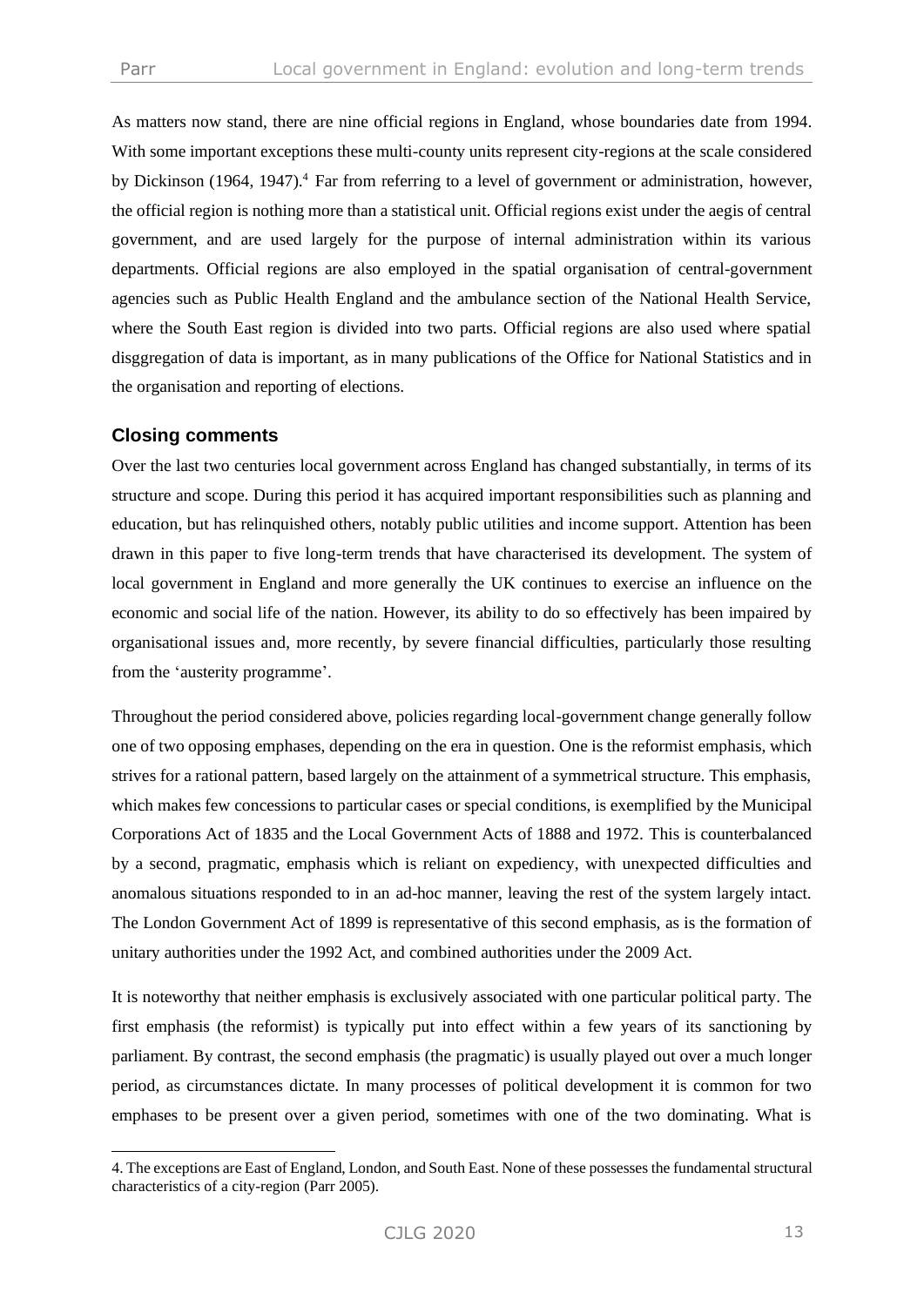As matters now stand, there are nine official regions in England, whose boundaries date from 1994. With some important exceptions these multi-county units represent city-regions at the scale considered by Dickinson (1964, 1947).[4] Far from referring to a level of government or administration, however, the official region is nothing more than a statistical unit. Official regions exist under the aegis of central government, and are used largely for the purpose of internal administration within its various departments. Official regions are also employed in the spatial organisation of central-government agencies such as Public Health England and the ambulance section of the National Health Service, where the South East region is divided into two parts. Official regions are also used where spatial disggregation of data is important, as in many publications of the Office for National Statistics and in the organisation and reporting of elections.

## Closing comments

Over the last two centuries local government across England has changed substantially, in terms of its structure and scope. During this period it has acquired important responsibilities such as planning and education, but has relinquished others, notably public utilities and income support. Attention has been drawn in this paper to five long-term trends that have characterised its development. The system of local government in England and more generally the UK continues to exercise an influence on the economic and social life of the nation. However, its ability to do so effectively has been impaired by organisational issues and, more recently, by severe financial difficulties, particularly those resulting from the 'austerity programme'.

Throughout the period considered above, policies regarding local-government change generally follow one of two opposing emphases, depending on the era in question. One is the reformist emphasis, which strives for a rational pattern, based largely on the attainment of a symmetrical structure. This emphasis, which makes few concessions to particular cases or special conditions, is exemplified by the Municipal Corporations Act of 1835 and the Local Government Acts of 1888 and 1972. This is counterbalanced by a second, pragmatic, emphasis which is reliant on expediency, with unexpected difficulties and anomalous situations responded to in an ad-hoc manner, leaving the rest of the system largely intact. The London Government Act of 1899 is representative of this second emphasis, as is the formation of unitary authorities under the 1992 Act, and combined authorities under the 2009 Act.

It is noteworthy that neither emphasis is exclusively associated with one particular political party. The first emphasis (the reformist) is typically put into effect within a few years of its sanctioning by parliament. By contrast, the second emphasis (the pragmatic) is usually played out over a much longer period, as circumstances dictate. In many processes of political development it is common for two emphases to be present over a given period, sometimes with one of the two dominating. What is

---

4. The exceptions are East of England, London, and South East. None of these possesses the fundamental structural characteristics of a city-region (Parr 2005).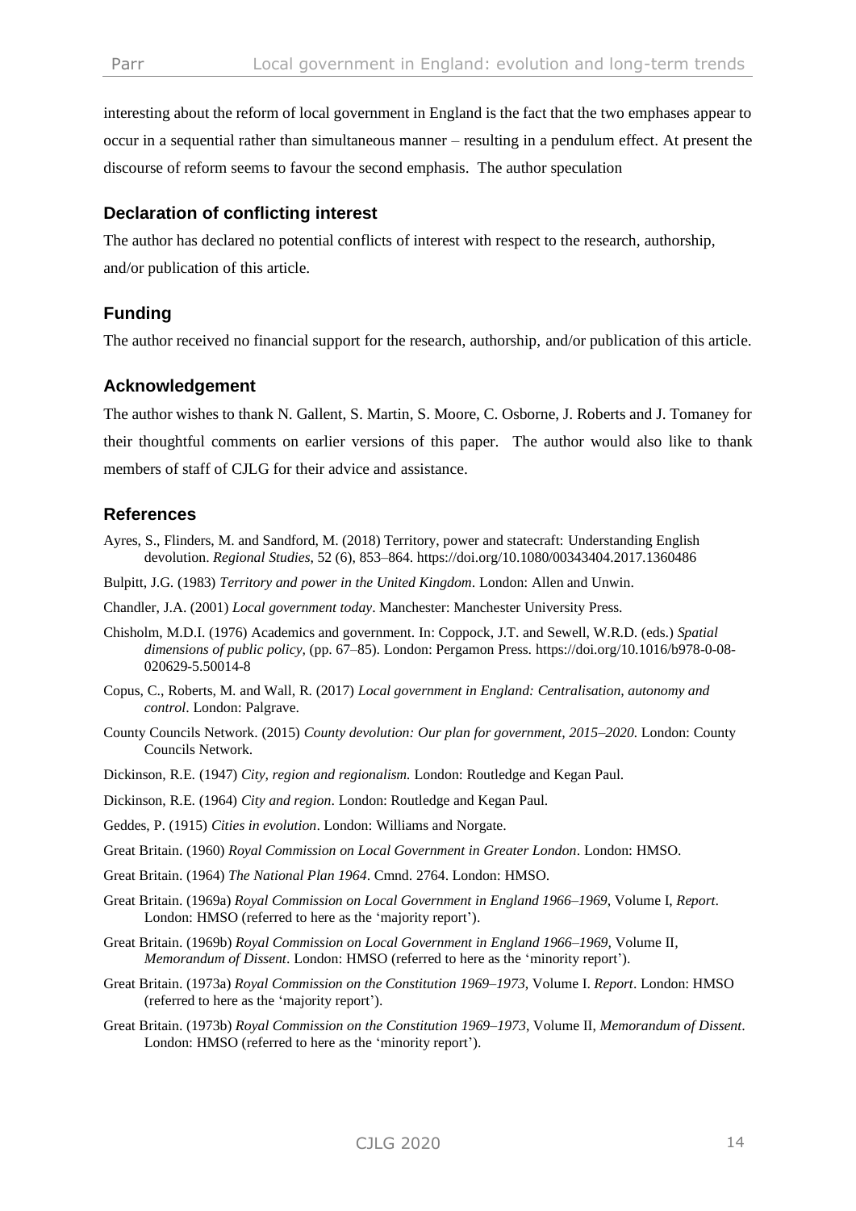interesting about the reform of local government in England is the fact that the two emphases appear to occur in a sequential rather than simultaneous manner – resulting in a pendulum effect. At present the discourse of reform seems to favour the second emphasis. The author speculation

## Declaration of conflicting interest

The author has declared no potential conflicts of interest with respect to the research, authorship, and/or publication of this article.

## Funding

The author received no financial support for the research, authorship, and/or publication of this article.

## Acknowledgement

The author wishes to thank N. Gallent, S. Martin, S. Moore, C. Osborne, J. Roberts and J. Tomaney for their thoughtful comments on earlier versions of this paper. The author would also like to thank members of staff of CJLG for their advice and assistance.

## References

Ayres, S., Flinders, M. and Sandford, M. (2018) Territory, power and statecraft: Understanding English devolution. *Regional Studies,* 52 (6), 853–864. https://doi.org/10.1080/00343404.2017.1360486

Bulpitt, J.G. (1983) *Territory and power in the United Kingdom*. London: Allen and Unwin.

Chandler, J.A. (2001) *Local government today*. Manchester: Manchester University Press.

Chisholm, M.D.I. (1976) Academics and government. In: Coppock, J.T. and Sewell, W.R.D. (eds.) *Spatial dimensions of public policy,* (pp. 67–85). London: Pergamon Press. https://doi.org/10.1016/b978-0-08-020629-5.50014-8

Copus, C., Roberts, M. and Wall, R. (2017) *Local government in England: Centralisation, autonomy and control*. London: Palgrave.

County Councils Network. (2015) *County devolution: Our plan for government, 2015–2020*. London: County Councils Network.

Dickinson, R.E. (1947) *City, region and regionalism.* London: Routledge and Kegan Paul.

Dickinson, R.E. (1964) *City and region*. London: Routledge and Kegan Paul.

Geddes, P. (1915) *Cities in evolution*. London: Williams and Norgate.

Great Britain. (1960) *Royal Commission on Local Government in Greater London*. London: HMSO.

Great Britain. (1964) *The National Plan 1964*. Cmnd. 2764. London: HMSO.

Great Britain. (1969a) *Royal Commission on Local Government in England 1966–1969*, Volume I, *Report*. London: HMSO (referred to here as the 'majority report').

Great Britain. (1969b) *Royal Commission on Local Government in England 1966–1969*, Volume II, *Memorandum of Dissent*. London: HMSO (referred to here as the 'minority report').

Great Britain. (1973a) *Royal Commission on the Constitution 1969–1973*, Volume I. *Report*. London: HMSO (referred to here as the 'majority report').

Great Britain. (1973b) *Royal Commission on the Constitution 1969–1973*, Volume II, *Memorandum of Dissent*. London: HMSO (referred to here as the 'minority report').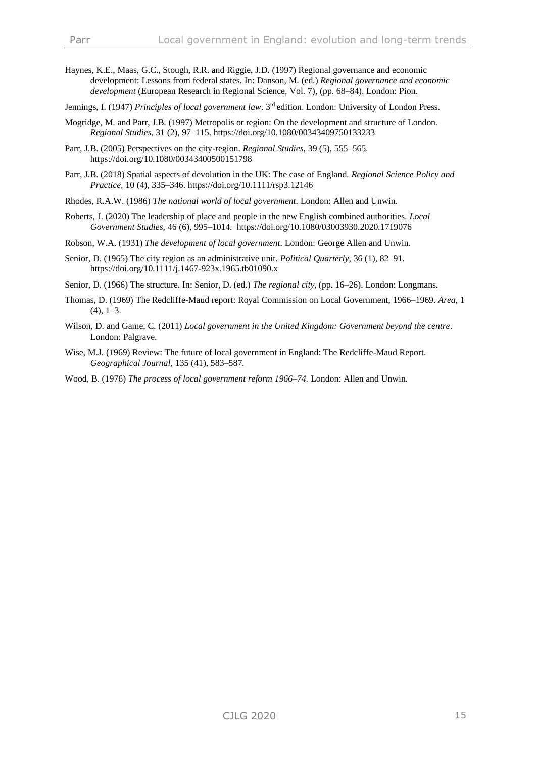Haynes, K.E., Maas, G.C., Stough, R.R. and Riggie, J.D. (1997) Regional governance and economic development: Lessons from federal states. In: Danson, M. (ed.) *Regional governance and economic development* (European Research in Regional Science, Vol. 7), (pp. 68–84). London: Pion.

Jennings, I. (1947) *Principles of local government law*. 3rd edition. London: University of London Press.

Mogridge, M. and Parr, J.B. (1997) Metropolis or region: On the development and structure of London. *Regional Studies*, 31 (2), 97–115. https://doi.org/10.1080/00343409750133233

Parr, J.B. (2005) Perspectives on the city-region. *Regional Studies*, 39 (5), 555–565. https://doi.org/10.1080/00343400500151798

Parr, J.B. (2018) Spatial aspects of devolution in the UK: The case of England. *Regional Science Policy and Practice*, 10 (4), 335–346. https://doi.org/10.1111/rsp3.12146

Rhodes, R.A.W. (1986) *The national world of local government*. London: Allen and Unwin.

Roberts, J. (2020) The leadership of place and people in the new English combined authorities. *Local Government Studies*, 46 (6), 995–1014. https://doi.org/10.1080/03003930.2020.1719076

Robson, W.A. (1931) *The development of local government*. London: George Allen and Unwin.

Senior, D. (1965) The city region as an administrative unit. *Political Quarterly*, 36 (1), 82–91. https://doi.org/10.1111/j.1467-923x.1965.tb01090.x

Senior, D. (1966) The structure. In: Senior, D. (ed.) *The regional city*, (pp. 16–26). London: Longmans.

Thomas, D. (1969) The Redcliffe-Maud report: Royal Commission on Local Government, 1966–1969. *Area*, 1 (4), 1–3.

Wilson, D. and Game, C. (2011) *Local government in the United Kingdom: Government beyond the centre*. London: Palgrave.

Wise, M.J. (1969) Review: The future of local government in England: The Redcliffe-Maud Report. *Geographical Journal*, 135 (41), 583–587.

Wood, B. (1976) *The process of local government reform 1966–74.* London: Allen and Unwin.